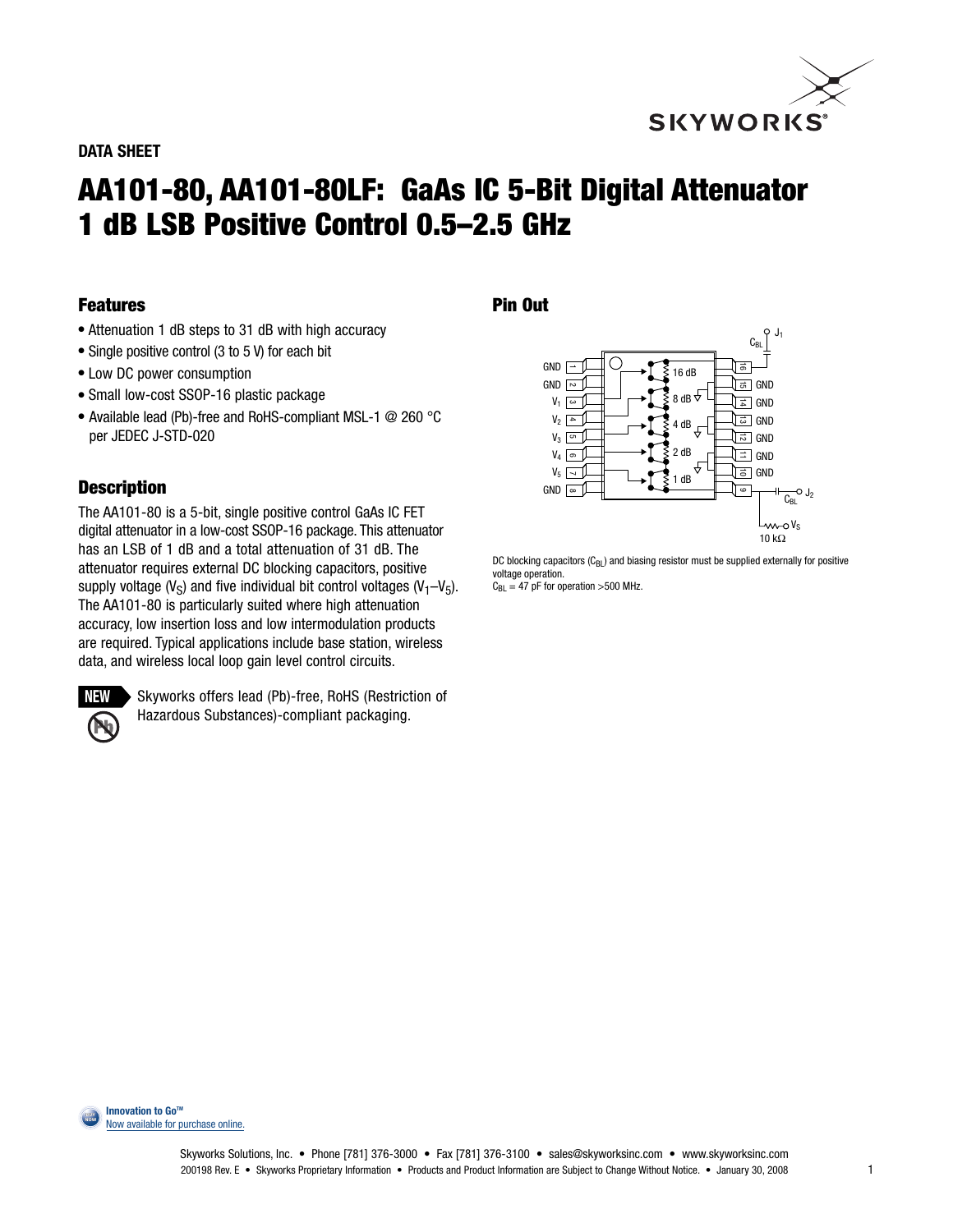DATA SHEET

# AA101-80, AA101-80LF: GaAs IC 5-Bit Digital Attenuator 1 dB LSB Positive Control 0.5–2.5 GHz

## Features

- Attenuation 1 dB steps to 31 dB with high accuracy
- Single positive control (3 to 5 V) for each bit
- Low DC power consumption
- Small low-cost SSOP-16 plastic package
- Available lead (Pb)-free and RoHS-compliant MSL-1 @ 260 °C per JEDEC J-STD-020

## Description

The AA101-80 is a 5-bit, single positive control GaAs IC FET digital attenuator in a low-cost SSOP-16 package. This attenuator has an LSB of 1 dB and a total attenuation of 31 dB. The attenuator requires external DC blocking capacitors, positive supply voltage ($V_S$) and five individual bit control voltages ($V_1$–$V_5$). The AA101-80 is particularly suited where high attenuation accuracy, low insertion loss and low intermodulation products are required. Typical applications include base station, wireless data, and wireless local loop gain level control circuits.

NEW Skyworks offers lead (Pb)-free, RoHS (Restriction of Hazardous Substances)-compliant packaging.

## Pin Out

| Pin | Function | Pin | Function |
|---|---|---|---|
| 1 | GND | 16 | J1 (via $C_{BL}$) |
| 2 | GND | 15 | GND |
| 3 | $V_1$ | 14 | GND |
| 4 | $V_2$ | 13 | GND |
| 5 | $V_3$ | 12 | GND |
| 6 | $V_4$ | 11 | GND |
| 7 | $V_5$ | 10 | GND |
| 8 | GND | 9 | J2 (via $C_{BL}$); $V_S$ (via 10 kΩ) |

Attenuator bits: 16 dB, 8 dB, 4 dB, 2 dB, 1 dB

DC blocking capacitors ($C_{BL}$) and biasing resistor must be supplied externally for positive voltage operation.
$C_{BL}$ = 47 pF for operation >500 MHz.

Innovation to Go™
Now available for purchase online.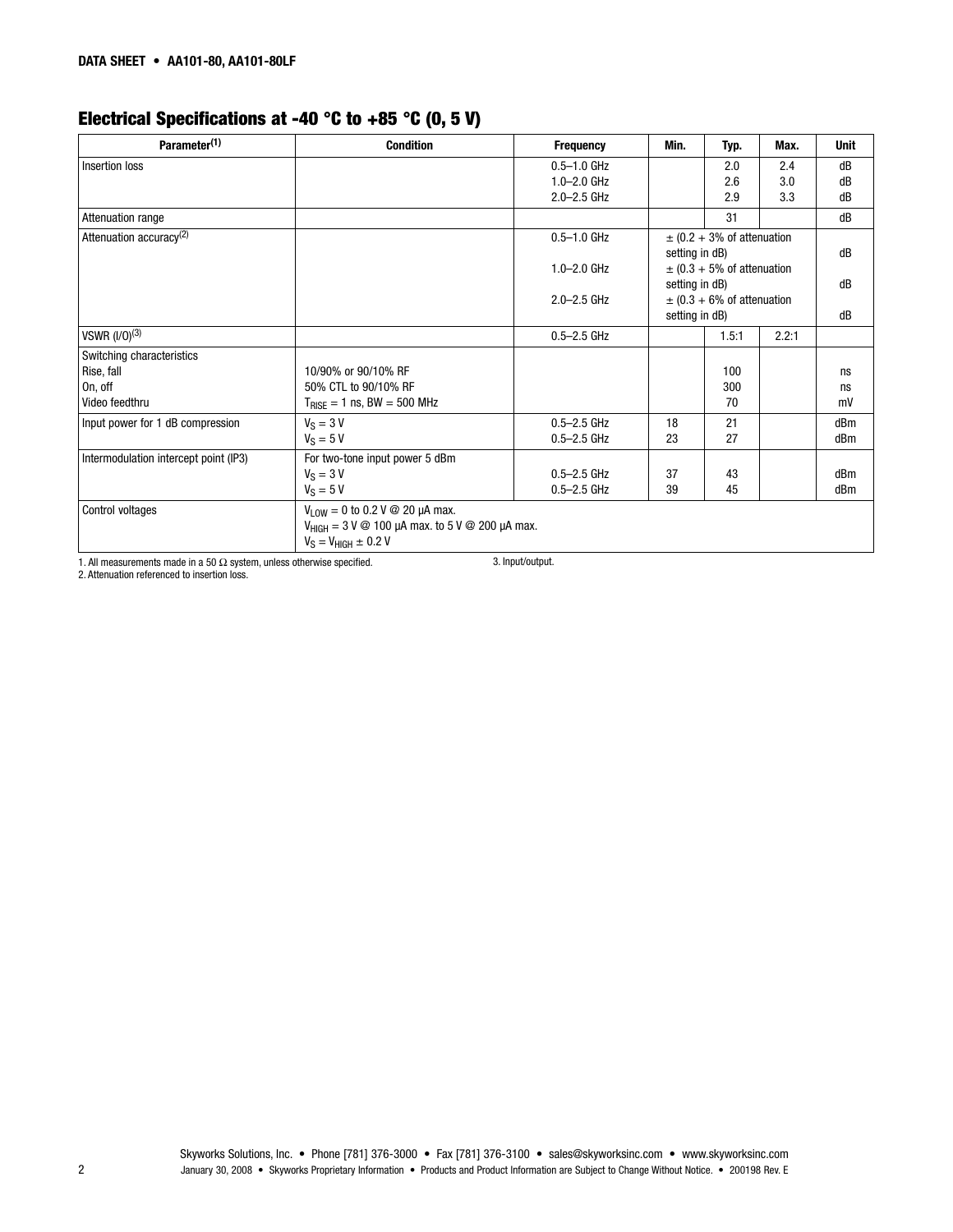## Electrical Specifications at -40 °C to +85 °C (0, 5 V)

| Parameter[1] | Condition | Frequency | Min. | Typ. | Max. | Unit |
|---|---|---|---|---|---|---|
| Insertion loss | | 0.5–1.0 GHz<br>1.0–2.0 GHz<br>2.0–2.5 GHz | | 2.0<br>2.6<br>2.9 | 2.4<br>3.0<br>3.3 | dB<br>dB<br>dB |
| Attenuation range | | | | 31 | | dB |
| Attenuation accuracy[2] | | 0.5–1.0 GHz<br>1.0–2.0 GHz<br>2.0–2.5 GHz | ± (0.2 + 3% of attenuation setting in dB)<br>± (0.3 + 5% of attenuation setting in dB)<br>± (0.3 + 6% of attenuation setting in dB) | | | dB<br>dB<br>dB |
| VSWR (I/O)[3] | | 0.5–2.5 GHz | | 1.5:1 | 2.2:1 | |
| Switching characteristics<br>Rise, fall<br>On, off<br>Video feedthru | <br>10/90% or 90/10% RF<br>50% CTL to 90/10% RF<br>$T_{RISE}$ = 1 ns, BW = 500 MHz | | | <br>100<br>300<br>70 | | <br>ns<br>ns<br>mV |
| Input power for 1 dB compression | $V_S$ = 3 V<br>$V_S$ = 5 V | 0.5–2.5 GHz<br>0.5–2.5 GHz | 18<br>23 | 21<br>27 | | dBm<br>dBm |
| Intermodulation intercept point (IP3) | For two-tone input power 5 dBm<br>$V_S$ = 3 V<br>$V_S$ = 5 V | <br>0.5–2.5 GHz<br>0.5–2.5 GHz | <br>37<br>39 | <br>43<br>45 | | <br>dBm<br>dBm |
| Control voltages | $V_{LOW}$ = 0 to 0.2 V @ 20 µA max.<br>$V_{HIGH}$ = 3 V @ 100 µA max. to 5 V @ 200 µA max.<br>$V_S = V_{HIGH} \pm 0.2$ V | | | | | |

1. All measurements made in a 50 Ω system, unless otherwise specified.
2. Attenuation referenced to insertion loss.
3. Input/output.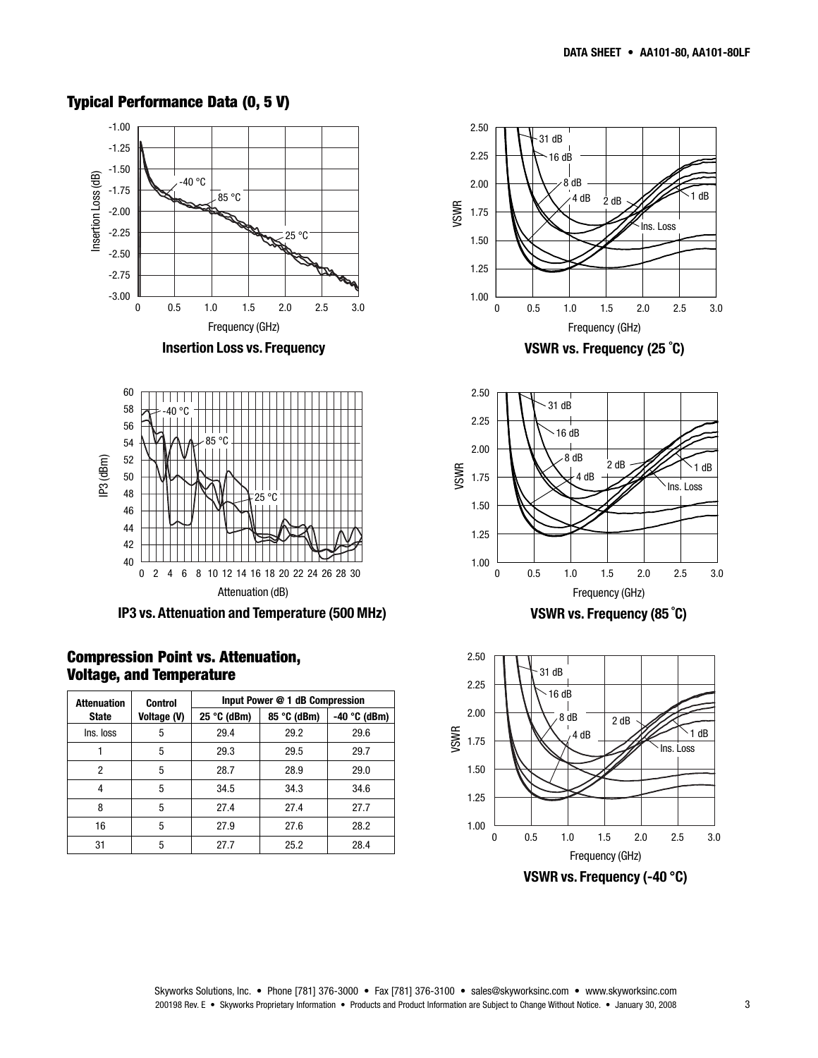## Typical Performance Data (0, 5 V)

**Insertion Loss vs. Frequency**

**VSWR vs. Frequency (25 ˚C)**

**IP3 vs. Attenuation and Temperature (500 MHz)**

**VSWR vs. Frequency (85 ˚C)**

## Compression Point vs. Attenuation, Voltage, and Temperature

| Attenuation State | Control Voltage (V) | Input Power @ 1 dB Compression | | |
|---|---|---|---|---|
| | | 25 °C (dBm) | 85 °C (dBm) | -40 °C (dBm) |
| Ins. loss | 5 | 29.4 | 29.2 | 29.6 |
| 1 | 5 | 29.3 | 29.5 | 29.7 |
| 2 | 5 | 28.7 | 28.9 | 29.0 |
| 4 | 5 | 34.5 | 34.3 | 34.6 |
| 8 | 5 | 27.4 | 27.4 | 27.7 |
| 16 | 5 | 27.9 | 27.6 | 28.2 |
| 31 | 5 | 27.7 | 25.2 | 28.4 |

**VSWR vs. Frequency (-40 °C)**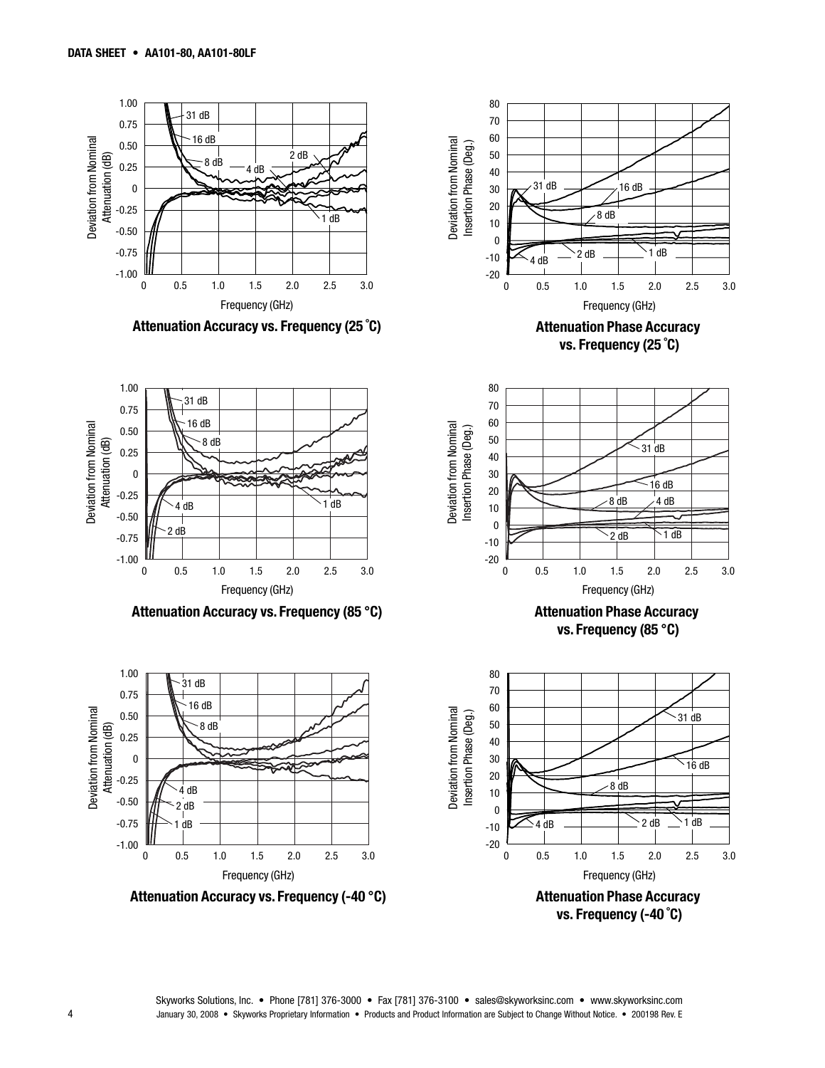**Attenuation Accuracy vs. Frequency (25 °C)**

**Attenuation Phase Accuracy vs. Frequency (25 °C)**

**Attenuation Accuracy vs. Frequency (85 °C)**

**Attenuation Phase Accuracy vs. Frequency (85 °C)**

**Attenuation Accuracy vs. Frequency (-40 °C)**

**Attenuation Phase Accuracy vs. Frequency (-40 °C)**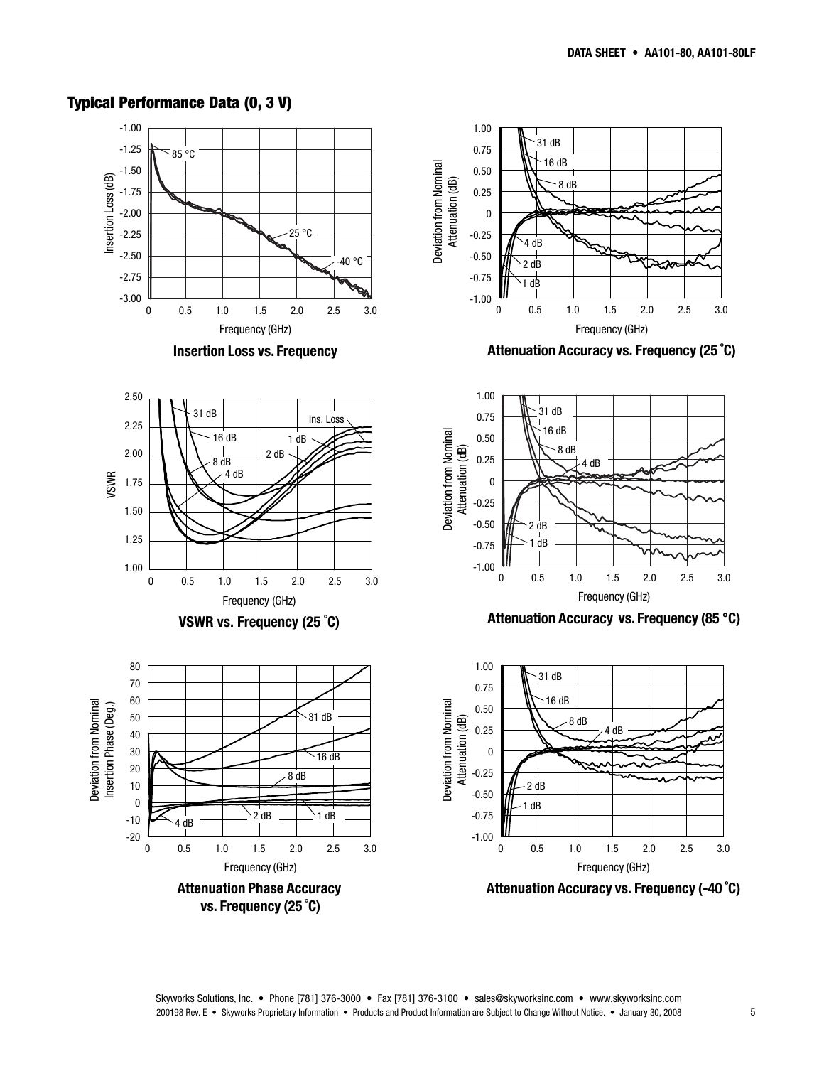## Typical Performance Data (0, 3 V)

Insertion Loss vs. Frequency

Attenuation Accuracy vs. Frequency (25 °C)

VSWR vs. Frequency (25 °C)

Attenuation Accuracy vs. Frequency (85 °C)

Attenuation Phase Accuracy vs. Frequency (25 °C)

Attenuation Accuracy vs. Frequency (-40 °C)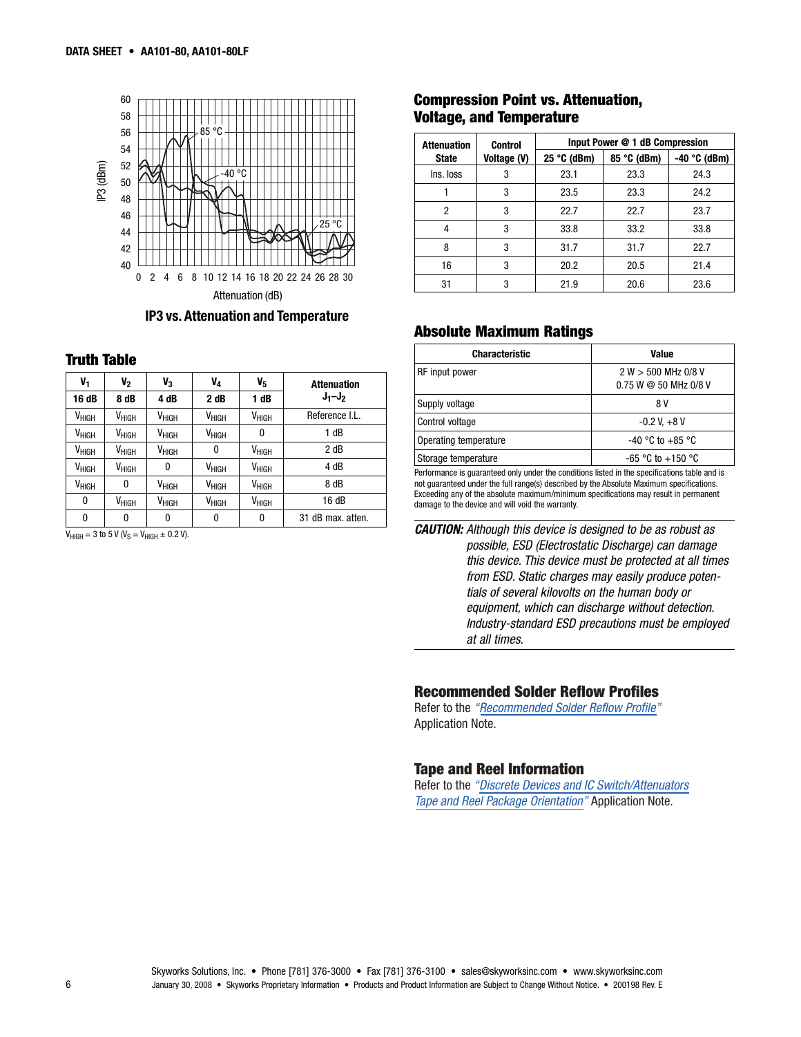IP3 vs. Attenuation and Temperature

## Truth Table

| $V_1$ | $V_2$ | $V_3$ | $V_4$ | $V_5$ | Attenuation |
|---|---|---|---|---|---|
| 16 dB | 8 dB | 4 dB | 2 dB | 1 dB | $J_1$–$J_2$ |
| $V_{HIGH}$ | $V_{HIGH}$ | $V_{HIGH}$ | $V_{HIGH}$ | $V_{HIGH}$ | Reference I.L. |
| $V_{HIGH}$ | $V_{HIGH}$ | $V_{HIGH}$ | $V_{HIGH}$ | 0 | 1 dB |
| $V_{HIGH}$ | $V_{HIGH}$ | $V_{HIGH}$ | 0 | $V_{HIGH}$ | 2 dB |
| $V_{HIGH}$ | $V_{HIGH}$ | 0 | $V_{HIGH}$ | $V_{HIGH}$ | 4 dB |
| $V_{HIGH}$ | 0 | $V_{HIGH}$ | $V_{HIGH}$ | $V_{HIGH}$ | 8 dB |
| 0 | $V_{HIGH}$ | $V_{HIGH}$ | $V_{HIGH}$ | $V_{HIGH}$ | 16 dB |
| 0 | 0 | 0 | 0 | 0 | 31 dB max. atten. |

$V_{HIGH}$ = 3 to 5 V ($V_S = V_{HIGH} \pm 0.2$ V).

## Compression Point vs. Attenuation, Voltage, and Temperature

| Attenuation State | Control Voltage (V) | Input Power @ 1 dB Compression | | |
|---|---|---|---|---|
| | | 25 °C (dBm) | 85 °C (dBm) | -40 °C (dBm) |
| Ins. loss | 3 | 23.1 | 23.3 | 24.3 |
| 1 | 3 | 23.5 | 23.3 | 24.2 |
| 2 | 3 | 22.7 | 22.7 | 23.7 |
| 4 | 3 | 33.8 | 33.2 | 33.8 |
| 8 | 3 | 31.7 | 31.7 | 22.7 |
| 16 | 3 | 20.2 | 20.5 | 21.4 |
| 31 | 3 | 21.9 | 20.6 | 23.6 |

## Absolute Maximum Ratings

| Characteristic | Value |
|---|---|
| RF input power | 2 W > 500 MHz 0/8 V<br>0.75 W @ 50 MHz 0/8 V |
| Supply voltage | 8 V |
| Control voltage | -0.2 V, +8 V |
| Operating temperature | -40 °C to +85 °C |
| Storage temperature | -65 °C to +150 °C |

Performance is guaranteed only under the conditions listed in the specifications table and is not guaranteed under the full range(s) described by the Absolute Maximum specifications. Exceeding any of the absolute maximum/minimum specifications may result in permanent damage to the device and will void the warranty.

***CAUTION:*** *Although this device is designed to be as robust as possible, ESD (Electrostatic Discharge) can damage this device. This device must be protected at all times from ESD. Static charges may easily produce potentials of several kilovolts on the human body or equipment, which can discharge without detection. Industry-standard ESD precautions must be employed at all times.*

## Recommended Solder Reflow Profiles

Refer to the *"Recommended Solder Reflow Profile"* Application Note.

## Tape and Reel Information

Refer to the *"Discrete Devices and IC Switch/Attenuators Tape and Reel Package Orientation"* Application Note.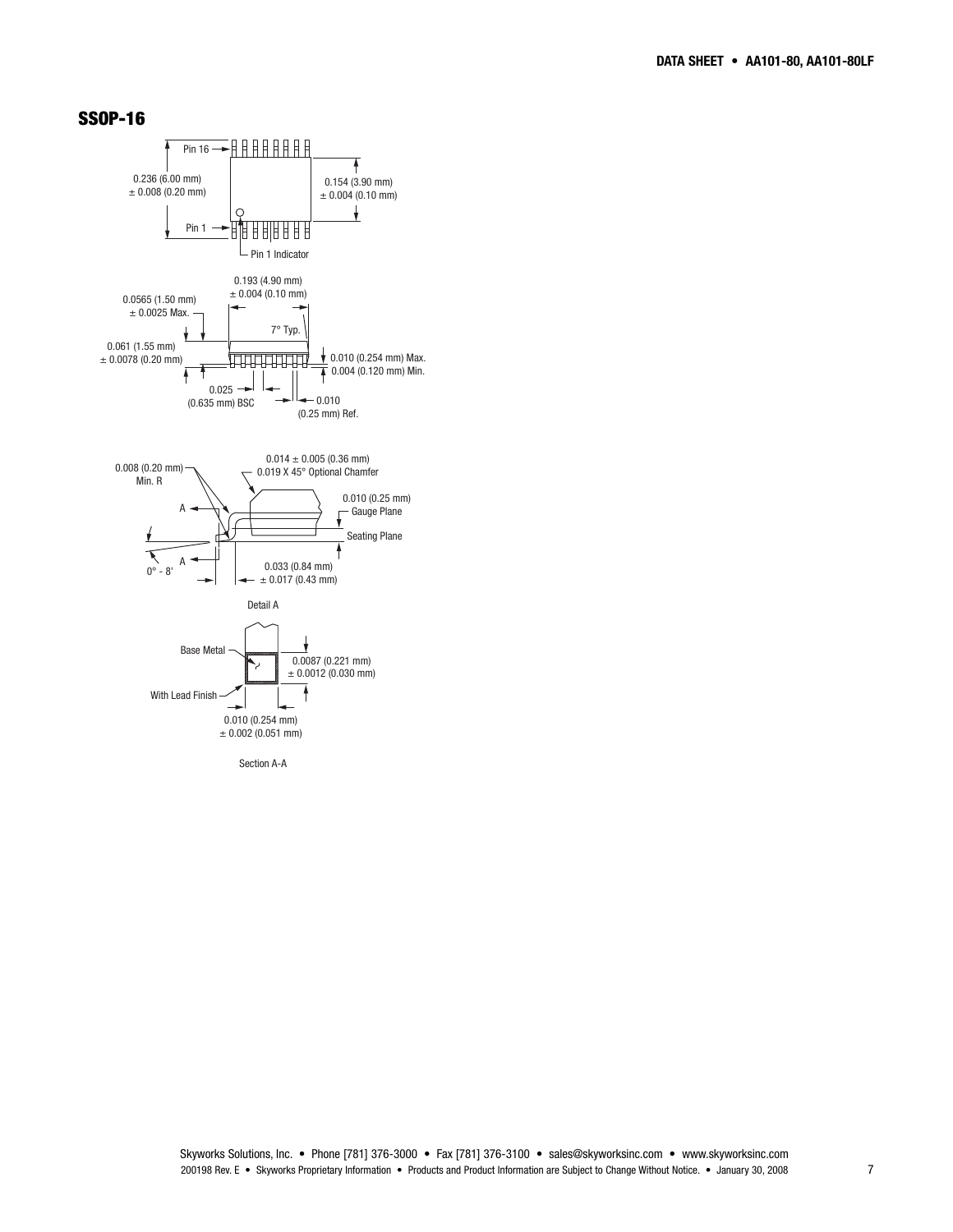## SSOP-16

Pin 16

0.236 (6.00 mm)
± 0.008 (0.20 mm)

0.154 (3.90 mm)
± 0.004 (0.10 mm)

Pin 1

Pin 1 Indicator

0.193 (4.90 mm)
± 0.004 (0.10 mm)

0.0565 (1.50 mm)
± 0.0025 Max.

7° Typ.

0.061 (1.55 mm)
± 0.0078 (0.20 mm)

0.010 (0.254 mm) Max.
0.004 (0.120 mm) Min.

0.025
(0.635 mm) BSC

0.010
(0.25 mm) Ref.

0.008 (0.20 mm)
Min. R

0.014 ± 0.005 (0.36 mm)
0.019 X 45° Optional Chamfer

0.010 (0.25 mm)
Gauge Plane

Seating Plane

A

A

0° - 8°

0.033 (0.84 mm)
± 0.017 (0.43 mm)

Detail A

Base Metal

0.0087 (0.221 mm)
± 0.0012 (0.030 mm)

With Lead Finish

0.010 (0.254 mm)
± 0.002 (0.051 mm)

Section A-A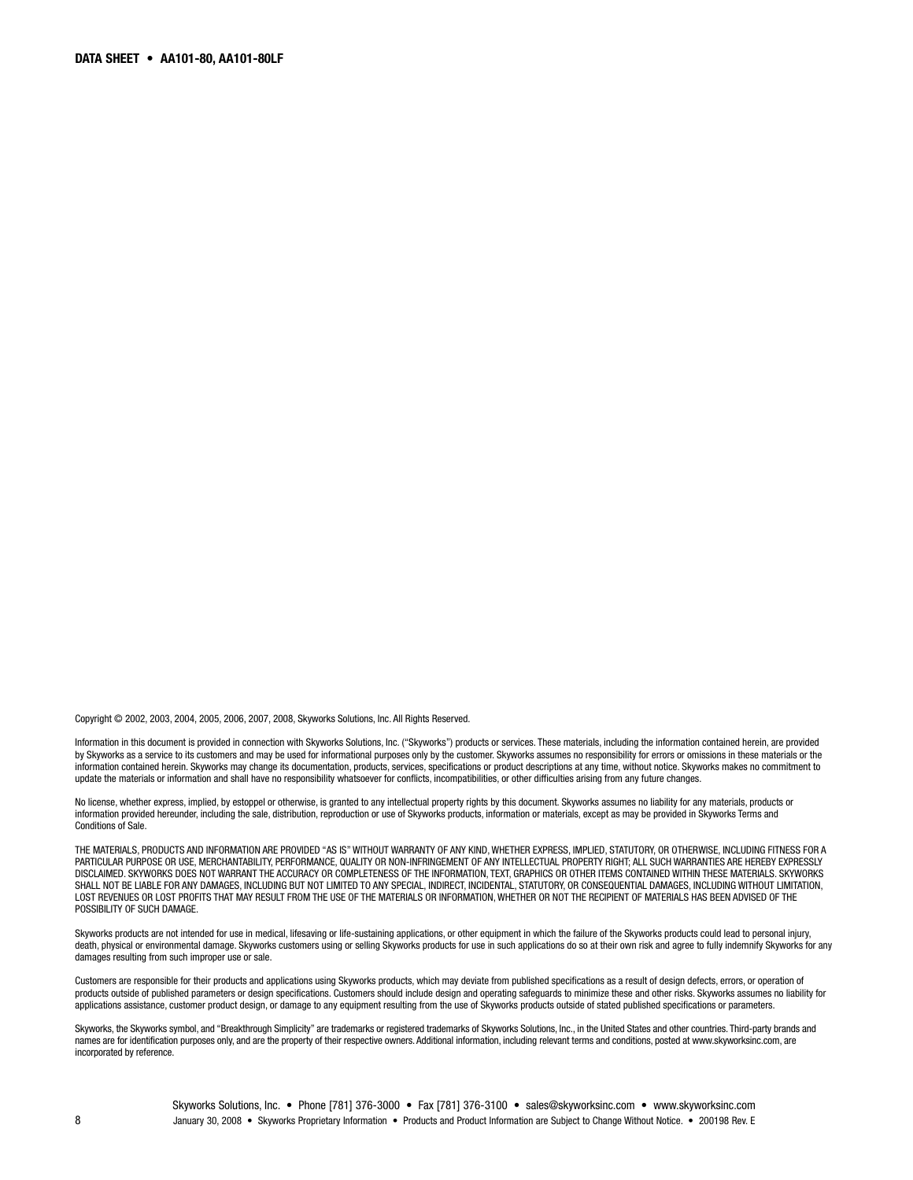Copyright © 2002, 2003, 2004, 2005, 2006, 2007, 2008, Skyworks Solutions, Inc. All Rights Reserved.

Information in this document is provided in connection with Skyworks Solutions, Inc. ("Skyworks") products or services. These materials, including the information contained herein, are provided by Skyworks as a service to its customers and may be used for informational purposes only by the customer. Skyworks assumes no responsibility for errors or omissions in these materials or the information contained herein. Skyworks may change its documentation, products, services, specifications or product descriptions at any time, without notice. Skyworks makes no commitment to update the materials or information and shall have no responsibility whatsoever for conflicts, incompatibilities, or other difficulties arising from any future changes.

No license, whether express, implied, by estoppel or otherwise, is granted to any intellectual property rights by this document. Skyworks assumes no liability for any materials, products or information provided hereunder, including the sale, distribution, reproduction or use of Skyworks products, information or materials, except as may be provided in Skyworks Terms and Conditions of Sale.

THE MATERIALS, PRODUCTS AND INFORMATION ARE PROVIDED "AS IS" WITHOUT WARRANTY OF ANY KIND, WHETHER EXPRESS, IMPLIED, STATUTORY, OR OTHERWISE, INCLUDING FITNESS FOR A PARTICULAR PURPOSE OR USE, MERCHANTABILITY, PERFORMANCE, QUALITY OR NON-INFRINGEMENT OF ANY INTELLECTUAL PROPERTY RIGHT; ALL SUCH WARRANTIES ARE HEREBY EXPRESSLY DISCLAIMED. SKYWORKS DOES NOT WARRANT THE ACCURACY OR COMPLETENESS OF THE INFORMATION, TEXT, GRAPHICS OR OTHER ITEMS CONTAINED WITHIN THESE MATERIALS. SKYWORKS SHALL NOT BE LIABLE FOR ANY DAMAGES, INCLUDING BUT NOT LIMITED TO ANY SPECIAL, INDIRECT, INCIDENTAL, STATUTORY, OR CONSEQUENTIAL DAMAGES, INCLUDING WITHOUT LIMITATION, LOST REVENUES OR LOST PROFITS THAT MAY RESULT FROM THE USE OF THE MATERIALS OR INFORMATION, WHETHER OR NOT THE RECIPIENT OF MATERIALS HAS BEEN ADVISED OF THE POSSIBILITY OF SUCH DAMAGE.

Skyworks products are not intended for use in medical, lifesaving or life-sustaining applications, or other equipment in which the failure of the Skyworks products could lead to personal injury, death, physical or environmental damage. Skyworks customers using or selling Skyworks products for use in such applications do so at their own risk and agree to fully indemnify Skyworks for any damages resulting from such improper use or sale.

Customers are responsible for their products and applications using Skyworks products, which may deviate from published specifications as a result of design defects, errors, or operation of products outside of published parameters or design specifications. Customers should include design and operating safeguards to minimize these and other risks. Skyworks assumes no liability for applications assistance, customer product design, or damage to any equipment resulting from the use of Skyworks products outside of stated published specifications or parameters.

Skyworks, the Skyworks symbol, and "Breakthrough Simplicity" are trademarks or registered trademarks of Skyworks Solutions, Inc., in the United States and other countries. Third-party brands and names are for identification purposes only, and are the property of their respective owners. Additional information, including relevant terms and conditions, posted at www.skyworksinc.com, are incorporated by reference.